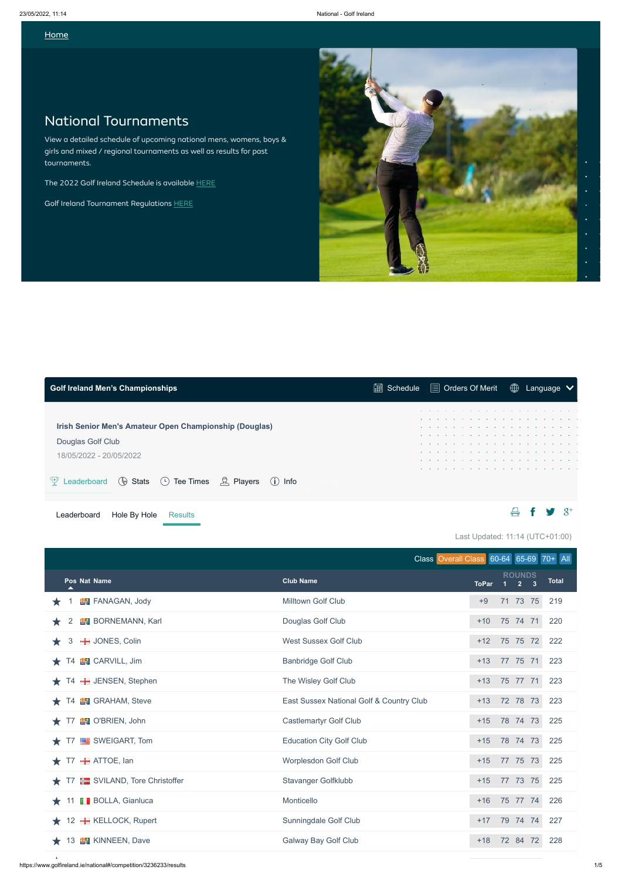Home

# National Tournaments

View a detailed schedule of upcoming national mens, womens, boys & girls and mixed / regional tournaments as well as results for past tournaments.

The 2022 Golf Ireland Schedule is available HERE

Golf Ireland Tournament Regulations HERE

**Golf Ireland Men's Championships** Schedule Orders Of Merit Language

**Irish Senior Men's Amateur Open Championship (Douglas)**

Douglas Golf Club

18/05/2022 - 20/05/2022

Leaderboard Stats Tee Times Players Info

Leaderboard Hole By Hole Results

Last Updated: 11:14 (UTC+01:00)

Class: Overall Class | 60-64 | 65-69 | 70+ | All

| Pos | Nat | Name | Club Name | ToPar | Round 1 | Round 2 | Round 3 | Total |
|---|---|---|---|---|---|---|---|---|
| 1 | | FANAGAN, Jody | Milltown Golf Club | +9 | 71 | 73 | 75 | 219 |
| 2 | | BORNEMANN, Karl | Douglas Golf Club | +10 | 75 | 74 | 71 | 220 |
| 3 | | JONES, Colin | West Sussex Golf Club | +12 | 75 | 75 | 72 | 222 |
| T4 | | CARVILL, Jim | Banbridge Golf Club | +13 | 77 | 75 | 71 | 223 |
| T4 | | JENSEN, Stephen | The Wisley Golf Club | +13 | 75 | 77 | 71 | 223 |
| T4 | | GRAHAM, Steve | East Sussex National Golf & Country Club | +13 | 72 | 78 | 73 | 223 |
| T7 | | O'BRIEN, John | Castlemartyr Golf Club | +15 | 78 | 74 | 73 | 225 |
| T7 | | SWEIGART, Tom | Education City Golf Club | +15 | 78 | 74 | 73 | 225 |
| T7 | | ATTOE, Ian | Worplesdon Golf Club | +15 | 77 | 75 | 73 | 225 |
| T7 | | SVILAND, Tore Christoffer | Stavanger Golfklubb | +15 | 77 | 73 | 75 | 225 |
| 11 | | BOLLA, Gianluca | Monticello | +16 | 75 | 77 | 74 | 226 |
| 12 | | KELLOCK, Rupert | Sunningdale Golf Club | +17 | 79 | 74 | 74 | 227 |
| 13 | | KINNEEN, Dave | Galway Bay Golf Club | +18 | 72 | 84 | 72 | 228 |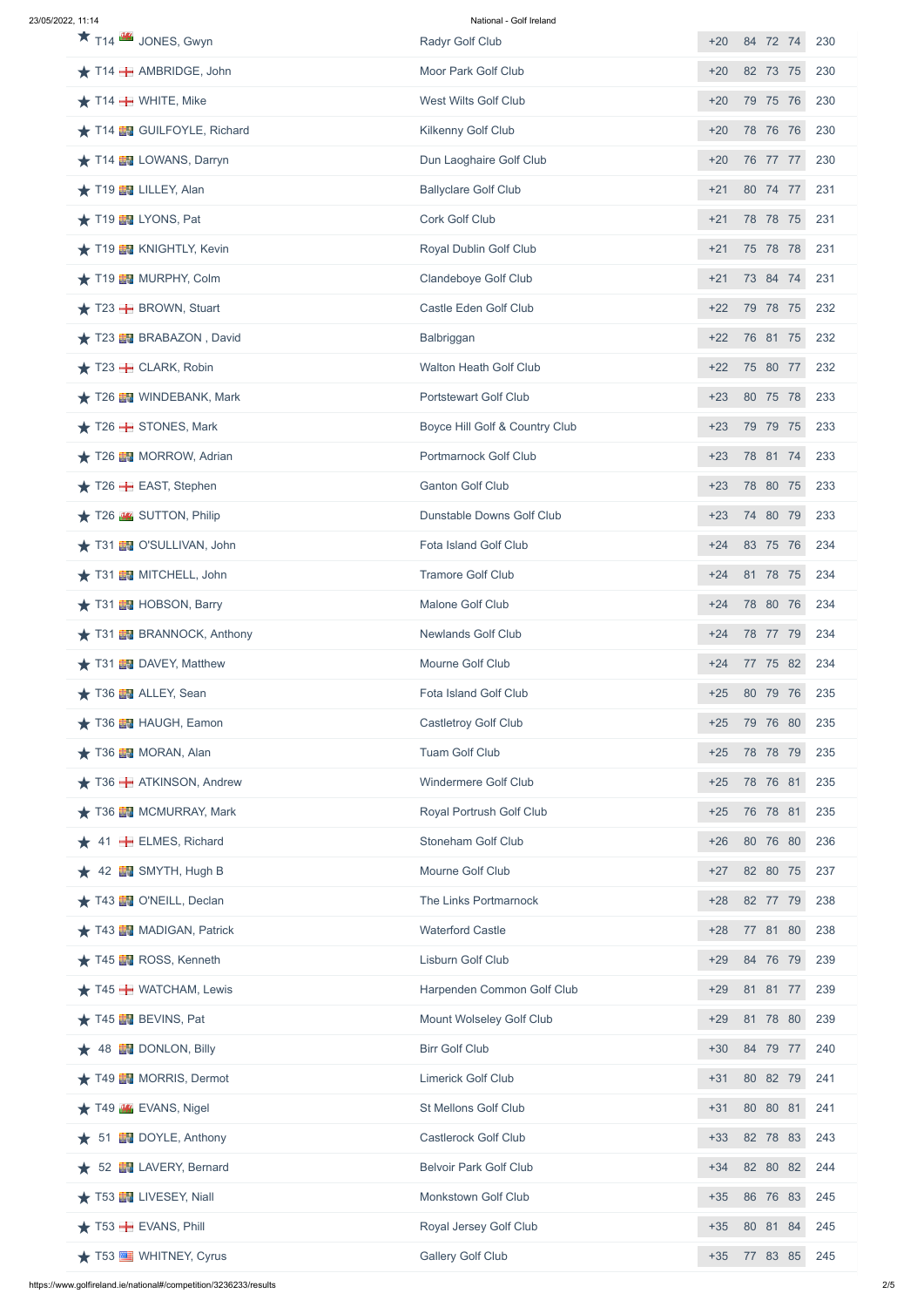| Pos | Player | Club | To Par | R1 | R2 | R3 | Total |
|---|---|---|---|---|---|---|---|
| T14 | JONES, Gwyn | Radyr Golf Club | +20 | 84 | 72 | 74 | 230 |
| T14 | AMBRIDGE, John | Moor Park Golf Club | +20 | 82 | 73 | 75 | 230 |
| T14 | WHITE, Mike | West Wilts Golf Club | +20 | 79 | 75 | 76 | 230 |
| T14 | GUILFOYLE, Richard | Kilkenny Golf Club | +20 | 78 | 76 | 76 | 230 |
| T14 | LOWANS, Darryn | Dun Laoghaire Golf Club | +20 | 76 | 77 | 77 | 230 |
| T19 | LILLEY, Alan | Ballyclare Golf Club | +21 | 80 | 74 | 77 | 231 |
| T19 | LYONS, Pat | Cork Golf Club | +21 | 78 | 78 | 75 | 231 |
| T19 | KNIGHTLY, Kevin | Royal Dublin Golf Club | +21 | 75 | 78 | 78 | 231 |
| T19 | MURPHY, Colm | Clandeboye Golf Club | +21 | 73 | 84 | 74 | 231 |
| T23 | BROWN, Stuart | Castle Eden Golf Club | +22 | 79 | 78 | 75 | 232 |
| T23 | BRABAZON , David | Balbriggan | +22 | 76 | 81 | 75 | 232 |
| T23 | CLARK, Robin | Walton Heath Golf Club | +22 | 75 | 80 | 77 | 232 |
| T26 | WINDEBANK, Mark | Portstewart Golf Club | +23 | 80 | 75 | 78 | 233 |
| T26 | STONES, Mark | Boyce Hill Golf & Country Club | +23 | 79 | 79 | 75 | 233 |
| T26 | MORROW, Adrian | Portmarnock Golf Club | +23 | 78 | 81 | 74 | 233 |
| T26 | EAST, Stephen | Ganton Golf Club | +23 | 78 | 80 | 75 | 233 |
| T26 | SUTTON, Philip | Dunstable Downs Golf Club | +23 | 74 | 80 | 79 | 233 |
| T31 | O'SULLIVAN, John | Fota Island Golf Club | +24 | 83 | 75 | 76 | 234 |
| T31 | MITCHELL, John | Tramore Golf Club | +24 | 81 | 78 | 75 | 234 |
| T31 | HOBSON, Barry | Malone Golf Club | +24 | 78 | 80 | 76 | 234 |
| T31 | BRANNOCK, Anthony | Newlands Golf Club | +24 | 78 | 77 | 79 | 234 |
| T31 | DAVEY, Matthew | Mourne Golf Club | +24 | 77 | 75 | 82 | 234 |
| T36 | ALLEY, Sean | Fota Island Golf Club | +25 | 80 | 79 | 76 | 235 |
| T36 | HAUGH, Eamon | Castletroy Golf Club | +25 | 79 | 76 | 80 | 235 |
| T36 | MORAN, Alan | Tuam Golf Club | +25 | 78 | 78 | 79 | 235 |
| T36 | ATKINSON, Andrew | Windermere Golf Club | +25 | 78 | 76 | 81 | 235 |
| T36 | MCMURRAY, Mark | Royal Portrush Golf Club | +25 | 76 | 78 | 81 | 235 |
| 41 | ELMES, Richard | Stoneham Golf Club | +26 | 80 | 76 | 80 | 236 |
| 42 | SMYTH, Hugh B | Mourne Golf Club | +27 | 82 | 80 | 75 | 237 |
| T43 | O'NEILL, Declan | The Links Portmarnock | +28 | 82 | 77 | 79 | 238 |
| T43 | MADIGAN, Patrick | Waterford Castle | +28 | 77 | 81 | 80 | 238 |
| T45 | ROSS, Kenneth | Lisburn Golf Club | +29 | 84 | 76 | 79 | 239 |
| T45 | WATCHAM, Lewis | Harpenden Common Golf Club | +29 | 81 | 81 | 77 | 239 |
| T45 | BEVINS, Pat | Mount Wolseley Golf Club | +29 | 81 | 78 | 80 | 239 |
| 48 | DONLON, Billy | Birr Golf Club | +30 | 84 | 79 | 77 | 240 |
| T49 | MORRIS, Dermot | Limerick Golf Club | +31 | 80 | 82 | 79 | 241 |
| T49 | EVANS, Nigel | St Mellons Golf Club | +31 | 80 | 80 | 81 | 241 |
| 51 | DOYLE, Anthony | Castlerock Golf Club | +33 | 82 | 78 | 83 | 243 |
| 52 | LAVERY, Bernard | Belvoir Park Golf Club | +34 | 82 | 80 | 82 | 244 |
| T53 | LIVESEY, Niall | Monkstown Golf Club | +35 | 86 | 76 | 83 | 245 |
| T53 | EVANS, Phill | Royal Jersey Golf Club | +35 | 80 | 81 | 84 | 245 |
| T53 | WHITNEY, Cyrus | Gallery Golf Club | +35 | 77 | 83 | 85 | 245 |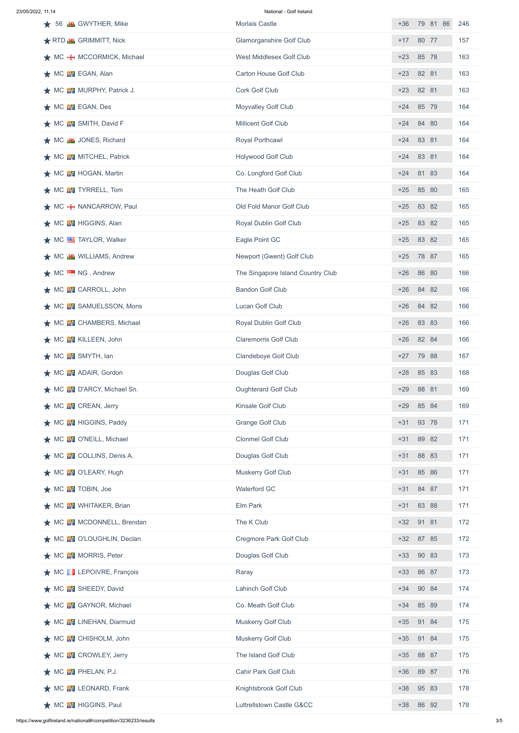| Pos | Name | Club | To Par | R1 | R2 | R3 | Total |
|---|---|---|---|---|---|---|---|
| ★ 56 | GWYTHER, Mike | Morlais Castle | +36 | 79 | 81 | 86 | 246 |
| ★ RTD | GRIMMITT, Nick | Glamorganshire Golf Club | +17 | 80 | 77 | | 157 |
| ★ MC | MCCORMICK, Michael | West Middlesex Golf Club | +23 | 85 | 78 | | 163 |
| ★ MC | EGAN, Alan | Carton House Golf Club | +23 | 82 | 81 | | 163 |
| ★ MC | MURPHY, Patrick J. | Cork Golf Club | +23 | 82 | 81 | | 163 |
| ★ MC | EGAN, Des | Moyvalley Golf Club | +24 | 85 | 79 | | 164 |
| ★ MC | SMITH, David F | Millicent Golf Club | +24 | 84 | 80 | | 164 |
| ★ MC | JONES, Richard | Royal Porthcawl | +24 | 83 | 81 | | 164 |
| ★ MC | MITCHEL, Patrick | Holywood Golf Club | +24 | 83 | 81 | | 164 |
| ★ MC | HOGAN, Martin | Co. Longford Golf Club | +24 | 81 | 83 | | 164 |
| ★ MC | TYRRELL, Tom | The Heath Golf Club | +25 | 85 | 80 | | 165 |
| ★ MC | NANCARROW, Paul | Old Fold Manor Golf Club | +25 | 83 | 82 | | 165 |
| ★ MC | HIGGINS, Alan | Royal Dublin Golf Club | +25 | 83 | 82 | | 165 |
| ★ MC | TAYLOR, Walker | Eagle Point GC | +25 | 83 | 82 | | 165 |
| ★ MC | WILLIAMS, Andrew | Newport (Gwent) Golf Club | +25 | 78 | 87 | | 165 |
| ★ MC | NG , Andrew | The Singapore Island Country Club | +26 | 86 | 80 | | 166 |
| ★ MC | CARROLL, John | Bandon Golf Club | +26 | 84 | 82 | | 166 |
| ★ MC | SAMUELSSON, Mons | Lucan Golf Club | +26 | 84 | 82 | | 166 |
| ★ MC | CHAMBERS, Michael | Royal Dublin Golf Club | +26 | 83 | 83 | | 166 |
| ★ MC | KILLEEN, John | Claremorris Golf Club | +26 | 82 | 84 | | 166 |
| ★ MC | SMYTH, Ian | Clandeboye Golf Club | +27 | 79 | 88 | | 167 |
| ★ MC | ADAIR, Gordon | Douglas Golf Club | +28 | 85 | 83 | | 168 |
| ★ MC | D'ARCY, Michael Sn. | Oughterard Golf Club | +29 | 88 | 81 | | 169 |
| ★ MC | CREAN, Jerry | Kinsale Golf Club | +29 | 85 | 84 | | 169 |
| ★ MC | HIGGINS, Paddy | Grange Golf Club | +31 | 93 | 78 | | 171 |
| ★ MC | O'NEILL, Michael | Clonmel Golf Club | +31 | 89 | 82 | | 171 |
| ★ MC | COLLINS, Denis A. | Douglas Golf Club | +31 | 88 | 83 | | 171 |
| ★ MC | O'LEARY, Hugh | Muskerry Golf Club | +31 | 85 | 86 | | 171 |
| ★ MC | TOBIN, Joe | Waterford GC | +31 | 84 | 87 | | 171 |
| ★ MC | WHITAKER, Brian | Elm Park | +31 | 83 | 88 | | 171 |
| ★ MC | MCDONNELL, Brendan | The K Club | +32 | 91 | 81 | | 172 |
| ★ MC | O'LOUGHLIN, Declan | Cregmore Park Golf Club | +32 | 87 | 85 | | 172 |
| ★ MC | MORRIS, Peter | Douglas Golf Club | +33 | 90 | 83 | | 173 |
| ★ MC | LEPOIVRE, François | Raray | +33 | 86 | 87 | | 173 |
| ★ MC | SHEEDY, David | Lahinch Golf Club | +34 | 90 | 84 | | 174 |
| ★ MC | GAYNOR, Michael | Co. Meath Golf Club | +34 | 85 | 89 | | 174 |
| ★ MC | LINEHAN, Diarmuid | Muskerry Golf Club | +35 | 91 | 84 | | 175 |
| ★ MC | CHISHOLM, John | Muskerry Golf Club | +35 | 91 | 84 | | 175 |
| ★ MC | CROWLEY, Jerry | The Island Golf Club | +35 | 88 | 87 | | 175 |
| ★ MC | PHELAN, P.J. | Cahir Park Golf Club | +36 | 89 | 87 | | 176 |
| ★ MC | LEONARD, Frank | Knightsbrook Golf Club | +38 | 95 | 83 | | 178 |
| ★ MC | HIGGINS, Paul | Luttrellstown Castle G&CC | +38 | 86 | 92 | | 178 |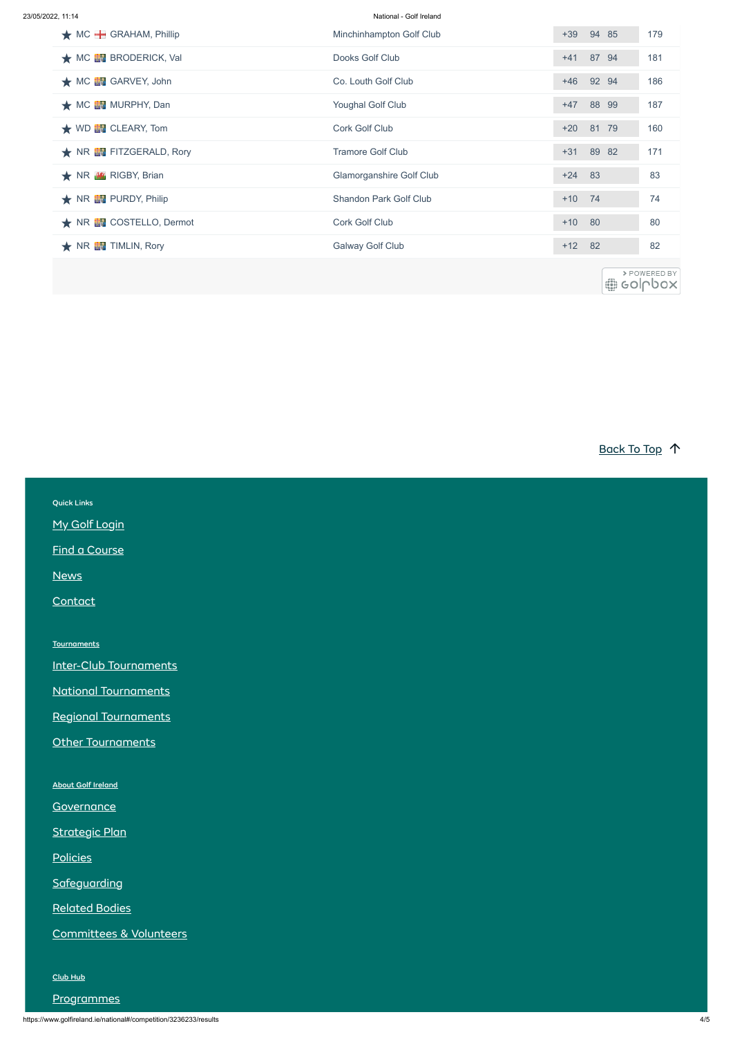| | Player | Club | To Par | R1 | R2 | Total |
|---|---|---|---|---|---|---|
| ★ MC | GRAHAM, Phillip | Minchinhampton Golf Club | +39 | 94 | 85 | 179 |
| ★ MC | BRODERICK, Val | Dooks Golf Club | +41 | 87 | 94 | 181 |
| ★ MC | GARVEY, John | Co. Louth Golf Club | +46 | 92 | 94 | 186 |
| ★ MC | MURPHY, Dan | Youghal Golf Club | +47 | 88 | 99 | 187 |
| ★ WD | CLEARY, Tom | Cork Golf Club | +20 | 81 | 79 | 160 |
| ★ NR | FITZGERALD, Rory | Tramore Golf Club | +31 | 89 | 82 | 171 |
| ★ NR | RIGBY, Brian | Glamorganshire Golf Club | +24 | 83 | | 83 |
| ★ NR | PURDY, Philip | Shandon Park Golf Club | +10 | 74 | | 74 |
| ★ NR | COSTELLO, Dermot | Cork Golf Club | +10 | 80 | | 80 |
| ★ NR | TIMLIN, Rory | Galway Golf Club | +12 | 82 | | 82 |

> POWERED BY golfbox

Back To Top ↑

Quick Links

My Golf Login

Find a Course

News

Contact

Tournaments

Inter-Club Tournaments

National Tournaments

Regional Tournaments

Other Tournaments

About Golf Ireland

Governance

Strategic Plan

Policies

Safeguarding

Related Bodies

Committees & Volunteers

Club Hub

Programmes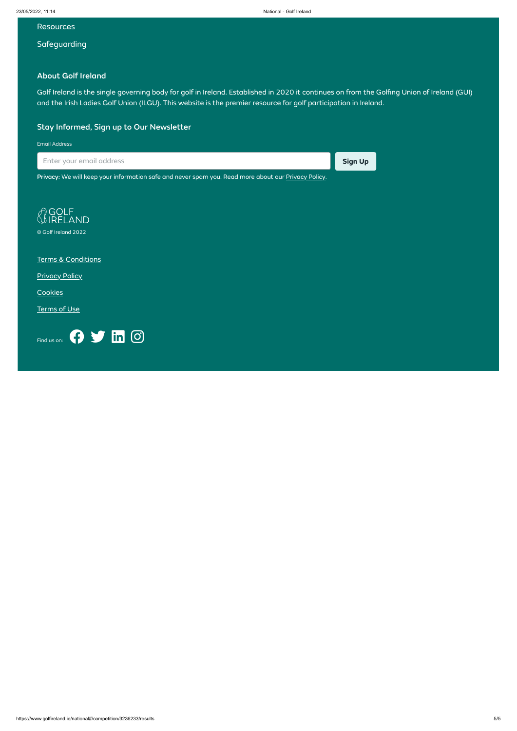Resources

Safeguarding

### About Golf Ireland

Golf Ireland is the single governing body for golf in Ireland. Established in 2020 it continues on from the Golfing Union of Ireland (GUI) and the Irish Ladies Golf Union (ILGU). This website is the premier resource for golf participation in Ireland.

### Stay Informed, Sign up to Our Newsletter

Email Address

Enter your email address

Sign Up

**Privacy:** We will keep your information safe and never spam you. Read more about our Privacy Policy.

GOLF IRELAND

© Golf Ireland 2022

Terms & Conditions

Privacy Policy

Cookies

Terms of Use

Find us on: